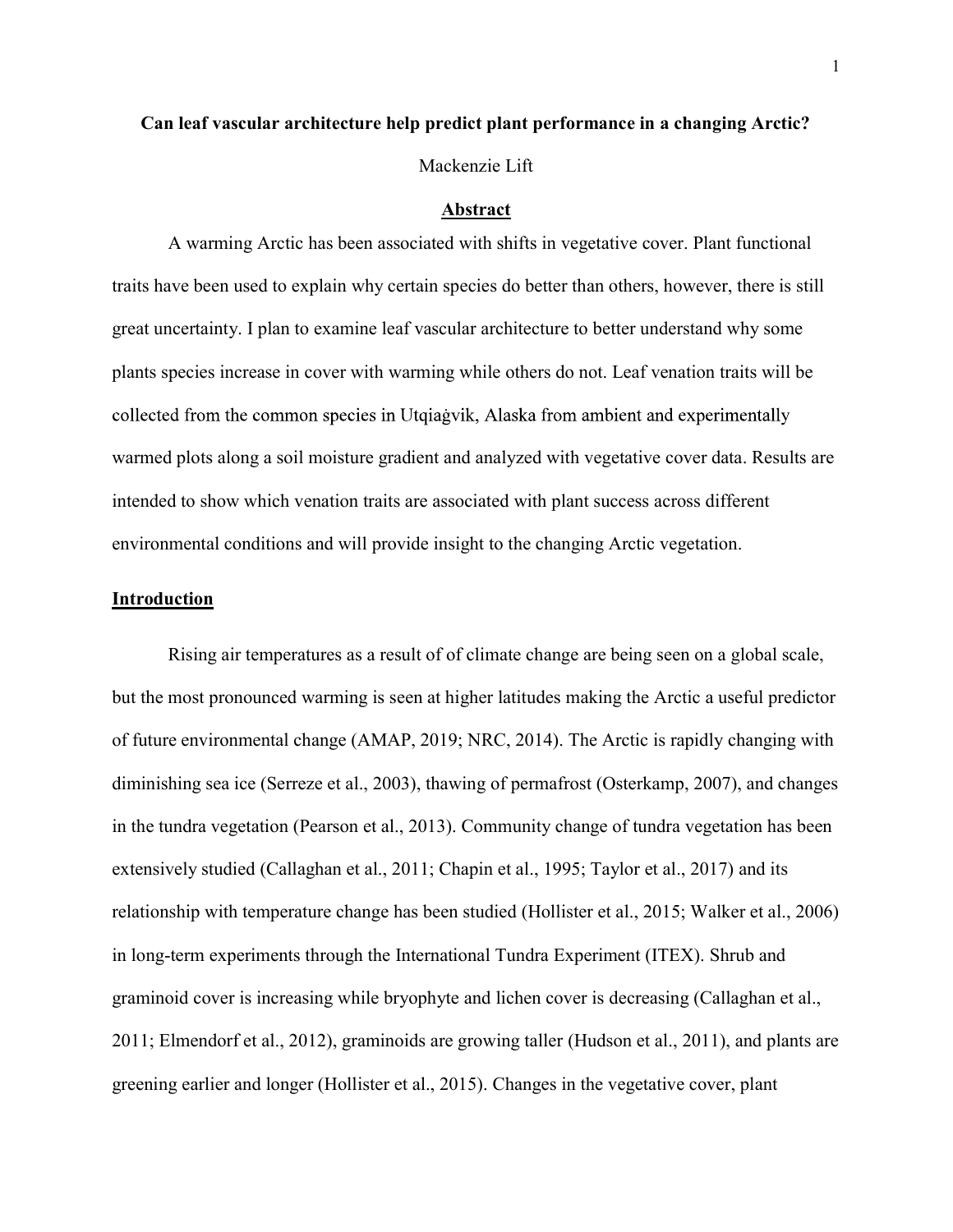**Can leaf vascular architecture help predict plant performance in a changing Arctic?**

Mackenzie Lift

## Abstract

A warming Arctic has been associated with shifts in vegetative cover. Plant functional traits have been used to explain why certain species do better than others, however, there is still great uncertainty. I plan to examine leaf vascular architecture to better understand why some plants species increase in cover with warming while others do not. Leaf venation traits will be collected from the common species in Utqiaġvik, Alaska from ambient and experimentally warmed plots along a soil moisture gradient and analyzed with vegetative cover data. Results are intended to show which venation traits are associated with plant success across different environmental conditions and will provide insight to the changing Arctic vegetation.

## Introduction

Rising air temperatures as a result of of climate change are being seen on a global scale, but the most pronounced warming is seen at higher latitudes making the Arctic a useful predictor of future environmental change (AMAP, 2019; NRC, 2014). The Arctic is rapidly changing with diminishing sea ice (Serreze et al., 2003), thawing of permafrost (Osterkamp, 2007), and changes in the tundra vegetation (Pearson et al., 2013). Community change of tundra vegetation has been extensively studied (Callaghan et al., 2011; Chapin et al., 1995; Taylor et al., 2017) and its relationship with temperature change has been studied (Hollister et al., 2015; Walker et al., 2006) in long-term experiments through the International Tundra Experiment (ITEX). Shrub and graminoid cover is increasing while bryophyte and lichen cover is decreasing (Callaghan et al., 2011; Elmendorf et al., 2012), graminoids are growing taller (Hudson et al., 2011), and plants are greening earlier and longer (Hollister et al., 2015). Changes in the vegetative cover, plant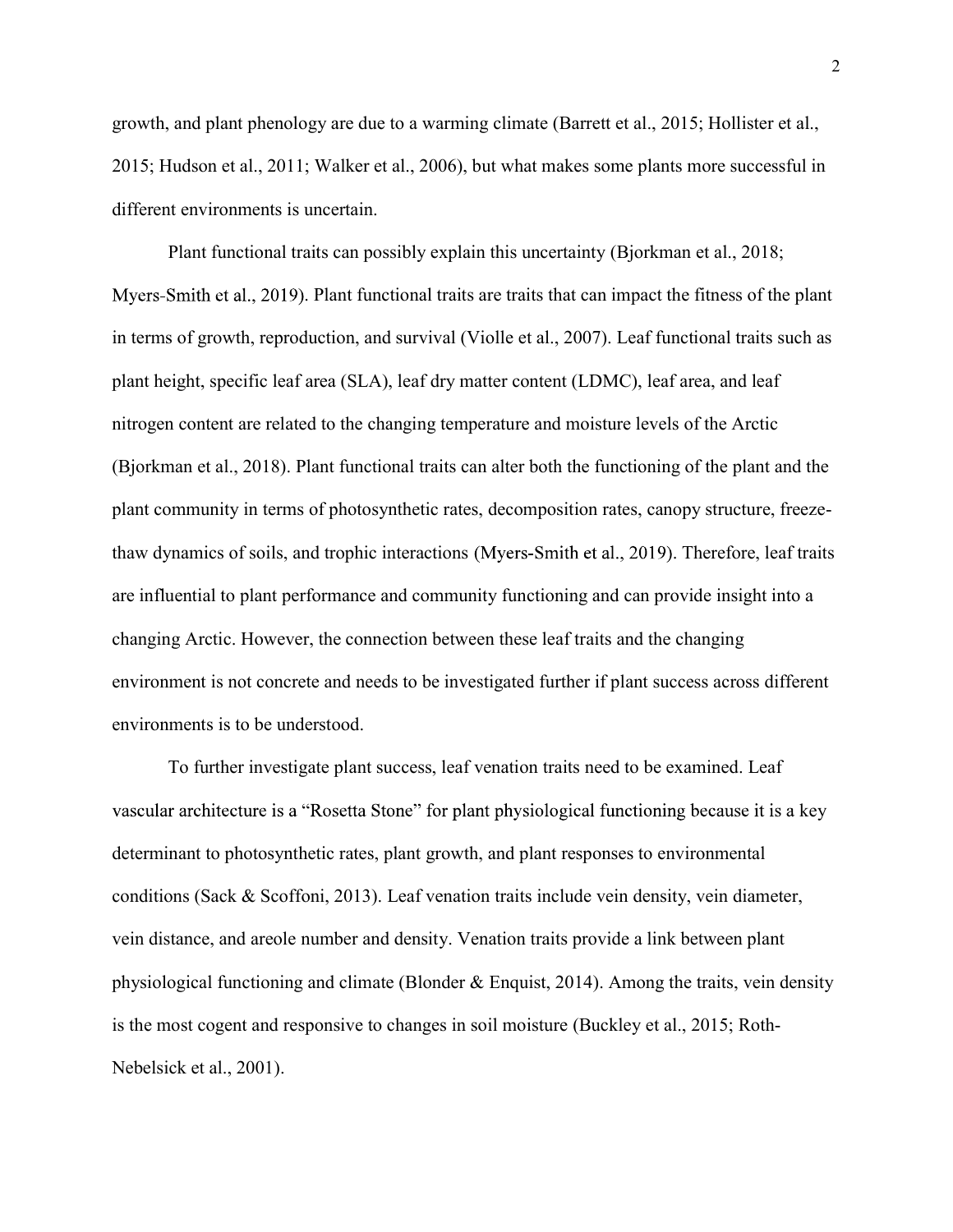growth, and plant phenology are due to a warming climate (Barrett et al., 2015; Hollister et al., 2015; Hudson et al., 2011; Walker et al., 2006), but what makes some plants more successful in different environments is uncertain.

Plant functional traits can possibly explain this uncertainty (Bjorkman et al., 2018; Myers-Smith et al., 2019). Plant functional traits are traits that can impact the fitness of the plant in terms of growth, reproduction, and survival (Violle et al., 2007). Leaf functional traits such as plant height, specific leaf area (SLA), leaf dry matter content (LDMC), leaf area, and leaf nitrogen content are related to the changing temperature and moisture levels of the Arctic (Bjorkman et al., 2018). Plant functional traits can alter both the functioning of the plant and the plant community in terms of photosynthetic rates, decomposition rates, canopy structure, freeze-thaw dynamics of soils, and trophic interactions (Myers-Smith et al., 2019). Therefore, leaf traits are influential to plant performance and community functioning and can provide insight into a changing Arctic. However, the connection between these leaf traits and the changing environment is not concrete and needs to be investigated further if plant success across different environments is to be understood.

To further investigate plant success, leaf venation traits need to be examined. Leaf vascular architecture is a "Rosetta Stone" for plant physiological functioning because it is a key determinant to photosynthetic rates, plant growth, and plant responses to environmental conditions (Sack & Scoffoni, 2013). Leaf venation traits include vein density, vein diameter, vein distance, and areole number and density. Venation traits provide a link between plant physiological functioning and climate (Blonder & Enquist, 2014). Among the traits, vein density is the most cogent and responsive to changes in soil moisture (Buckley et al., 2015; Roth-Nebelsick et al., 2001).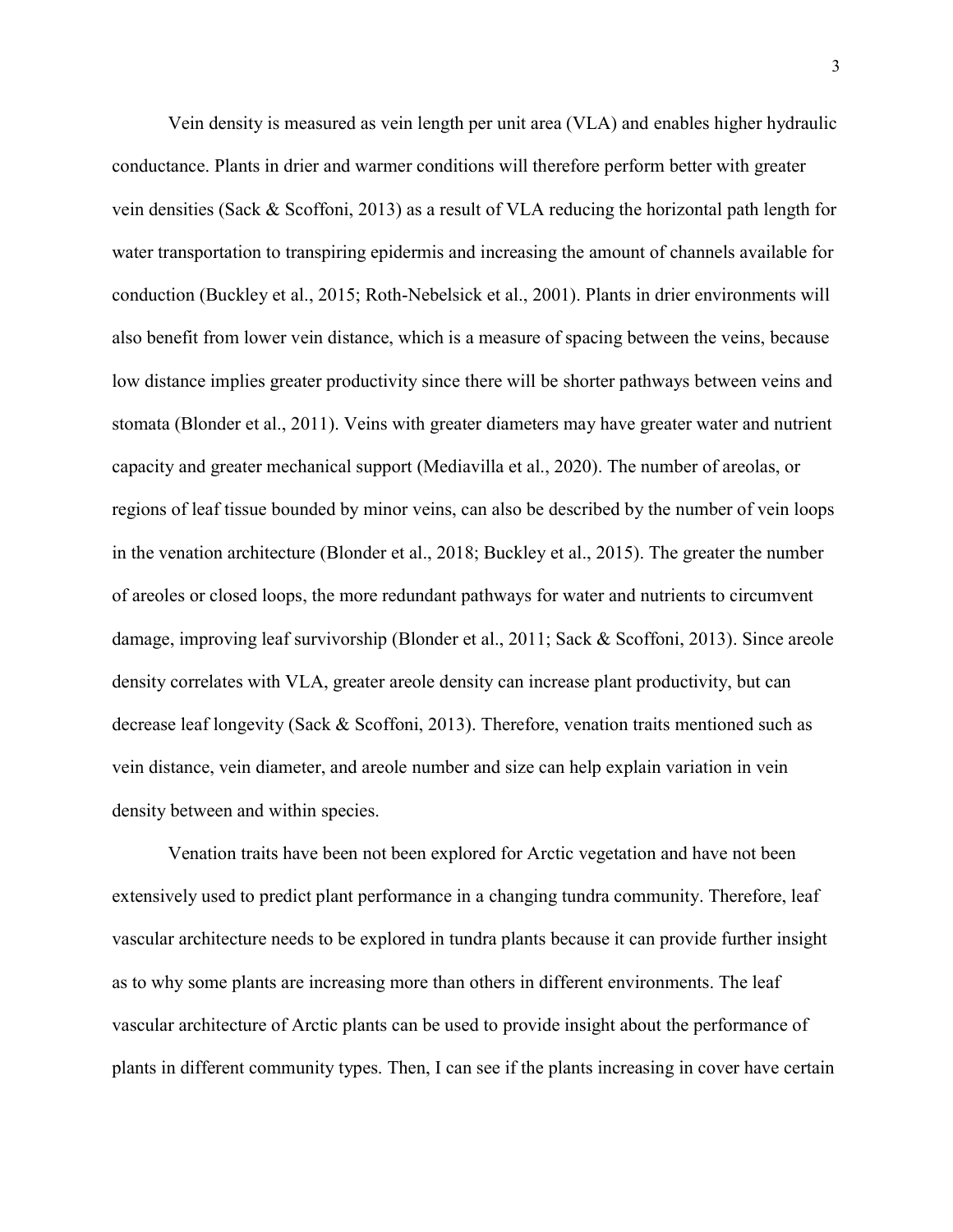Vein density is measured as vein length per unit area (VLA) and enables higher hydraulic conductance. Plants in drier and warmer conditions will therefore perform better with greater vein densities (Sack & Scoffoni, 2013) as a result of VLA reducing the horizontal path length for water transportation to transpiring epidermis and increasing the amount of channels available for conduction (Buckley et al., 2015; Roth-Nebelsick et al., 2001). Plants in drier environments will also benefit from lower vein distance, which is a measure of spacing between the veins, because low distance implies greater productivity since there will be shorter pathways between veins and stomata (Blonder et al., 2011). Veins with greater diameters may have greater water and nutrient capacity and greater mechanical support (Mediavilla et al., 2020). The number of areolas, or regions of leaf tissue bounded by minor veins, can also be described by the number of vein loops in the venation architecture (Blonder et al., 2018; Buckley et al., 2015). The greater the number of areoles or closed loops, the more redundant pathways for water and nutrients to circumvent damage, improving leaf survivorship (Blonder et al., 2011; Sack & Scoffoni, 2013). Since areole density correlates with VLA, greater areole density can increase plant productivity, but can decrease leaf longevity (Sack & Scoffoni, 2013). Therefore, venation traits mentioned such as vein distance, vein diameter, and areole number and size can help explain variation in vein density between and within species.

Venation traits have been not been explored for Arctic vegetation and have not been extensively used to predict plant performance in a changing tundra community. Therefore, leaf vascular architecture needs to be explored in tundra plants because it can provide further insight as to why some plants are increasing more than others in different environments. The leaf vascular architecture of Arctic plants can be used to provide insight about the performance of plants in different community types. Then, I can see if the plants increasing in cover have certain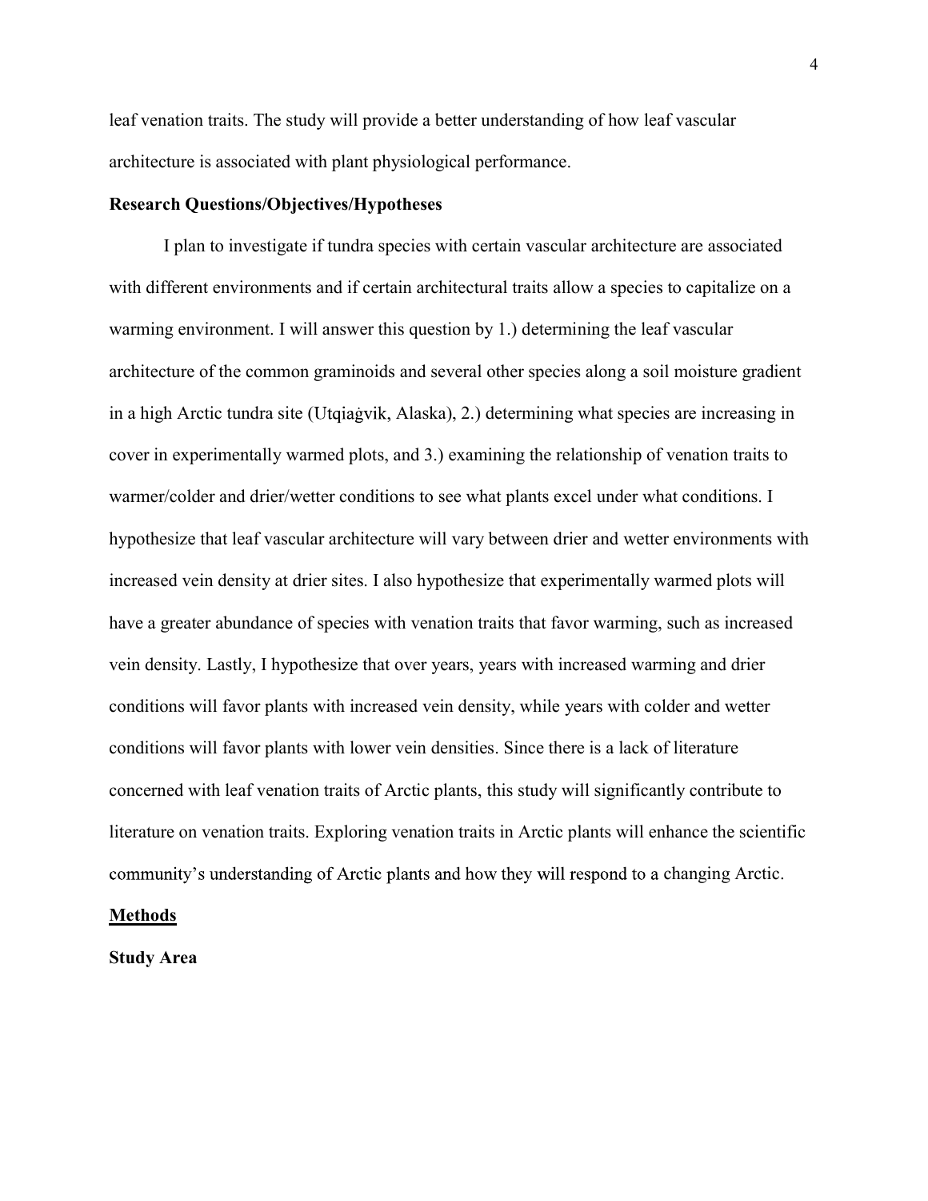leaf venation traits. The study will provide a better understanding of how leaf vascular architecture is associated with plant physiological performance.

**Research Questions/Objectives/Hypotheses**

I plan to investigate if tundra species with certain vascular architecture are associated with different environments and if certain architectural traits allow a species to capitalize on a warming environment. I will answer this question by 1.) determining the leaf vascular architecture of the common graminoids and several other species along a soil moisture gradient in a high Arctic tundra site (Utqiaġvik, Alaska), 2.) determining what species are increasing in cover in experimentally warmed plots, and 3.) examining the relationship of venation traits to warmer/colder and drier/wetter conditions to see what plants excel under what conditions. I hypothesize that leaf vascular architecture will vary between drier and wetter environments with increased vein density at drier sites. I also hypothesize that experimentally warmed plots will have a greater abundance of species with venation traits that favor warming, such as increased vein density. Lastly, I hypothesize that over years, years with increased warming and drier conditions will favor plants with increased vein density, while years with colder and wetter conditions will favor plants with lower vein densities. Since there is a lack of literature concerned with leaf venation traits of Arctic plants, this study will significantly contribute to literature on venation traits. Exploring venation traits in Arctic plants will enhance the scientific community's understanding of Arctic plants and how they will respond to a changing Arctic.

## Methods

**Study Area**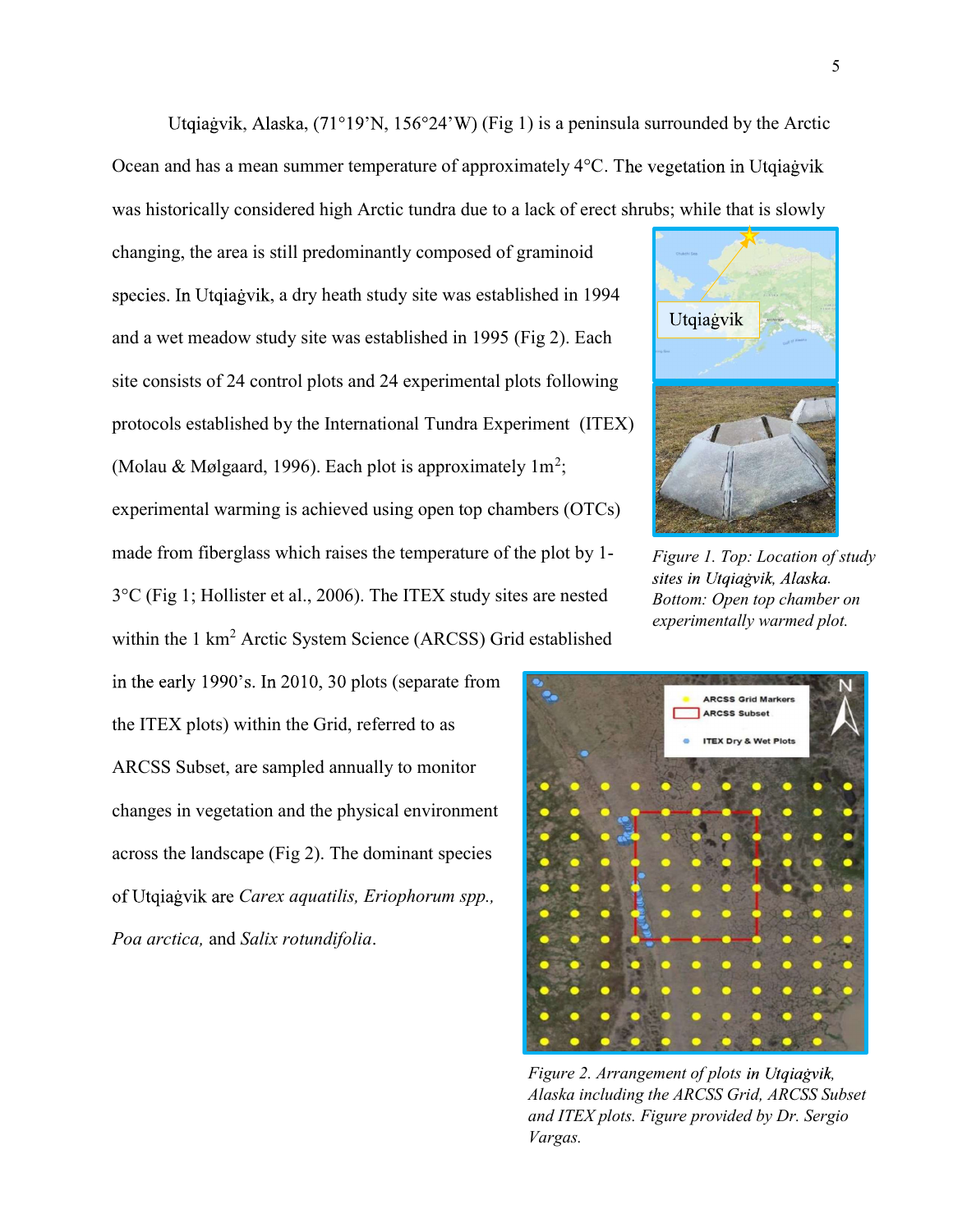Utqiaġvik, Alaska, (71°19'N, 156°24'W) (Fig 1) is a peninsula surrounded by the Arctic Ocean and has a mean summer temperature of approximately 4°C. The vegetation in Utqiaġvik was historically considered high Arctic tundra due to a lack of erect shrubs; while that is slowly changing, the area is still predominantly composed of graminoid species. In Utqiaġvik, a dry heath study site was established in 1994 and a wet meadow study site was established in 1995 (Fig 2). Each site consists of 24 control plots and 24 experimental plots following protocols established by the International Tundra Experiment (ITEX) (Molau & Mølgaard, 1996). Each plot is approximately 1m$^2$; experimental warming is achieved using open top chambers (OTCs) made from fiberglass which raises the temperature of the plot by 1-3°C (Fig 1; Hollister et al., 2006). The ITEX study sites are nested within the 1 km$^2$ Arctic System Science (ARCSS) Grid established in the early 1990's. In 2010, 30 plots (separate from the ITEX plots) within the Grid, referred to as ARCSS Subset, are sampled annually to monitor changes in vegetation and the physical environment across the landscape (Fig 2). The dominant species of Utqiaġvik are *Carex aquatilis, Eriophorum spp., Poa arctica,* and *Salix rotundifolia*.

*Figure 1. Top: Location of study sites in Utqiaġvik, Alaska. Bottom: Open top chamber on experimentally warmed plot.*

*Figure 2. Arrangement of plots in Utqiaġvik, Alaska including the ARCSS Grid, ARCSS Subset and ITEX plots. Figure provided by Dr. Sergio Vargas.*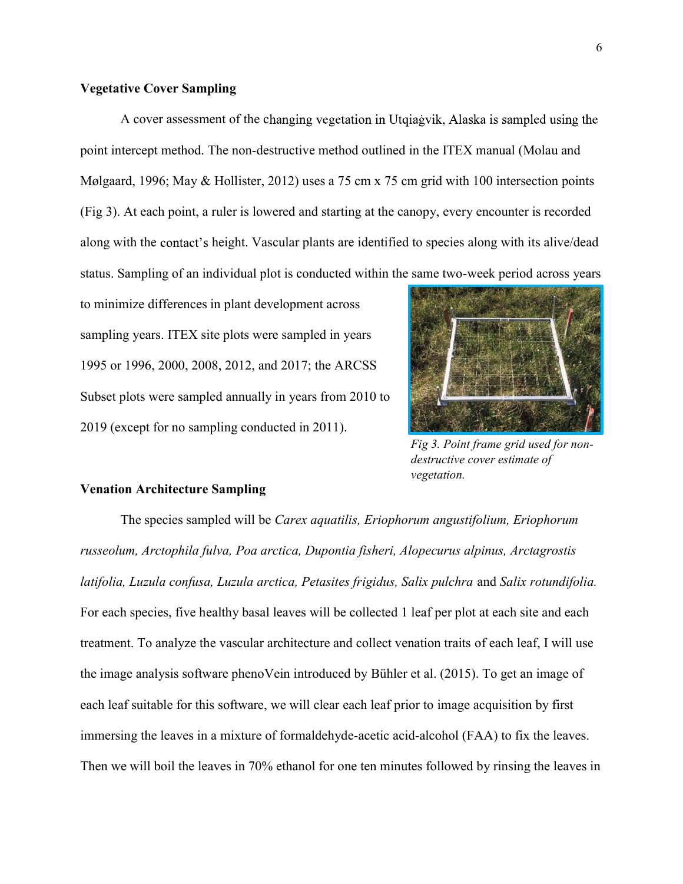## Vegetative Cover Sampling

A cover assessment of the changing vegetation in Utqiaġvik, Alaska is sampled using the point intercept method. The non-destructive method outlined in the ITEX manual (Molau and Mølgaard, 1996; May & Hollister, 2012) uses a 75 cm x 75 cm grid with 100 intersection points (Fig 3). At each point, a ruler is lowered and starting at the canopy, every encounter is recorded along with the contact's height. Vascular plants are identified to species along with its alive/dead status. Sampling of an individual plot is conducted within the same two-week period across years to minimize differences in plant development across sampling years. ITEX site plots were sampled in years 1995 or 1996, 2000, 2008, 2012, and 2017; the ARCSS Subset plots were sampled annually in years from 2010 to 2019 (except for no sampling conducted in 2011).

*Fig 3. Point frame grid used for non-destructive cover estimate of vegetation.*

## Venation Architecture Sampling

The species sampled will be *Carex aquatilis, Eriophorum angustifolium, Eriophorum russeolum, Arctophila fulva, Poa arctica, Dupontia fisheri, Alopecurus alpinus, Arctagrostis latifolia, Luzula confusa, Luzula arctica, Petasites frigidus, Salix pulchra* and *Salix rotundifolia.* For each species, five healthy basal leaves will be collected 1 leaf per plot at each site and each treatment. To analyze the vascular architecture and collect venation traits of each leaf, I will use the image analysis software phenoVein introduced by Bühler et al. (2015). To get an image of each leaf suitable for this software, we will clear each leaf prior to image acquisition by first immersing the leaves in a mixture of formaldehyde-acetic acid-alcohol (FAA) to fix the leaves. Then we will boil the leaves in 70% ethanol for one ten minutes followed by rinsing the leaves in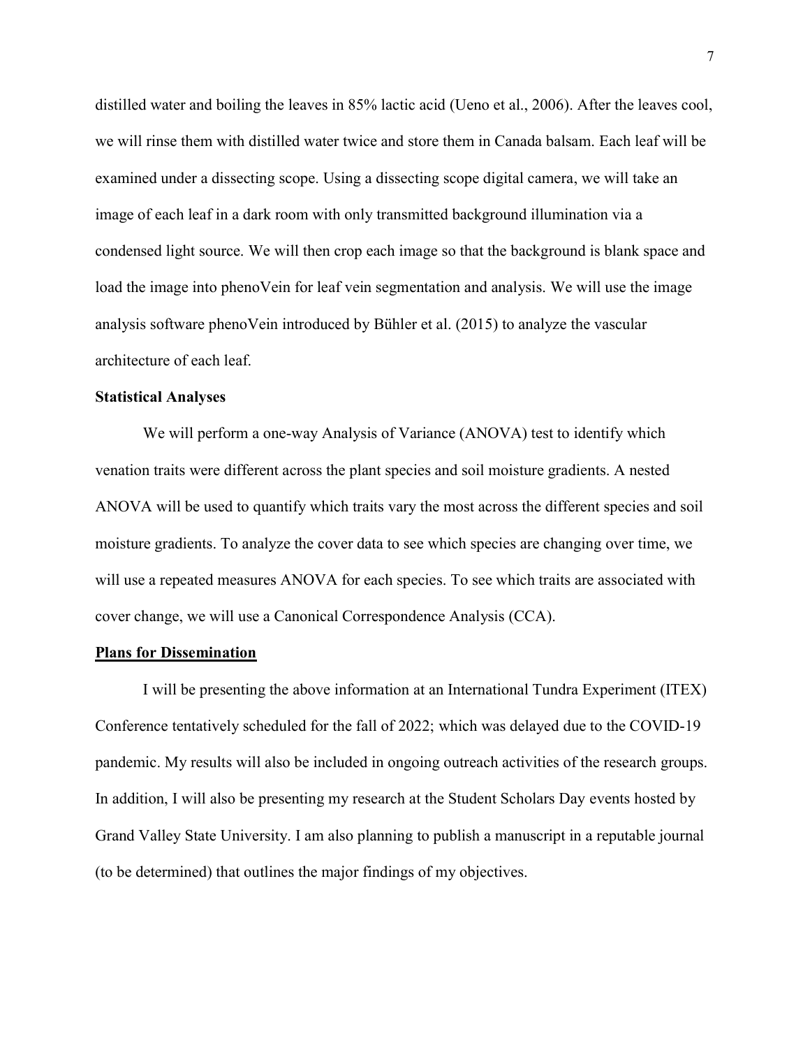distilled water and boiling the leaves in 85% lactic acid (Ueno et al., 2006). After the leaves cool, we will rinse them with distilled water twice and store them in Canada balsam. Each leaf will be examined under a dissecting scope. Using a dissecting scope digital camera, we will take an image of each leaf in a dark room with only transmitted background illumination via a condensed light source. We will then crop each image so that the background is blank space and load the image into phenoVein for leaf vein segmentation and analysis. We will use the image analysis software phenoVein introduced by Bühler et al. (2015) to analyze the vascular architecture of each leaf.

### Statistical Analyses

We will perform a one-way Analysis of Variance (ANOVA) test to identify which venation traits were different across the plant species and soil moisture gradients. A nested ANOVA will be used to quantify which traits vary the most across the different species and soil moisture gradients. To analyze the cover data to see which species are changing over time, we will use a repeated measures ANOVA for each species. To see which traits are associated with cover change, we will use a Canonical Correspondence Analysis (CCA).

## Plans for Dissemination

I will be presenting the above information at an International Tundra Experiment (ITEX) Conference tentatively scheduled for the fall of 2022; which was delayed due to the COVID-19 pandemic. My results will also be included in ongoing outreach activities of the research groups. In addition, I will also be presenting my research at the Student Scholars Day events hosted by Grand Valley State University. I am also planning to publish a manuscript in a reputable journal (to be determined) that outlines the major findings of my objectives.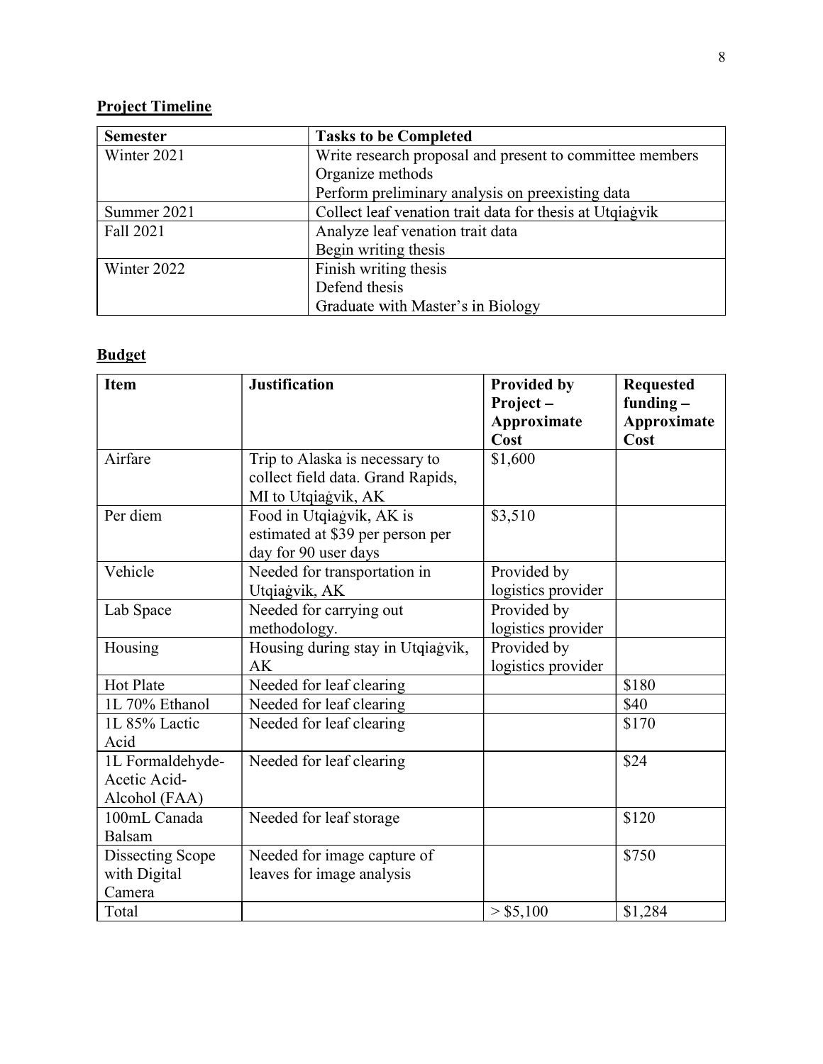**Project Timeline**

| Semester | Tasks to be Completed |
|---|---|
| Winter 2021 | Write research proposal and present to committee members<br>Organize methods<br>Perform preliminary analysis on preexisting data |
| Summer 2021 | Collect leaf venation trait data for thesis at Utqiaġvik |
| Fall 2021 | Analyze leaf venation trait data<br>Begin writing thesis |
| Winter 2022 | Finish writing thesis<br>Defend thesis<br>Graduate with Master's in Biology |

**Budget**

| Item | Justification | Provided by Project – Approximate Cost | Requested funding – Approximate Cost |
|---|---|---|---|
| Airfare | Trip to Alaska is necessary to collect field data. Grand Rapids, MI to Utqiaġvik, AK | $1,600 | |
| Per diem | Food in Utqiaġvik, AK is estimated at $39 per person per day for 90 user days | $3,510 | |
| Vehicle | Needed for transportation in Utqiaġvik, AK | Provided by logistics provider | |
| Lab Space | Needed for carrying out methodology. | Provided by logistics provider | |
| Housing | Housing during stay in Utqiaġvik, AK | Provided by logistics provider | |
| Hot Plate | Needed for leaf clearing | | $180 |
| 1L 70% Ethanol | Needed for leaf clearing | | $40 |
| 1L 85% Lactic Acid | Needed for leaf clearing | | $170 |
| 1L Formaldehyde-Acetic Acid-Alcohol (FAA) | Needed for leaf clearing | | $24 |
| 100mL Canada Balsam | Needed for leaf storage | | $120 |
| Dissecting Scope with Digital Camera | Needed for image capture of leaves for image analysis | | $750 |
| Total | | > $5,100 | $1,284 |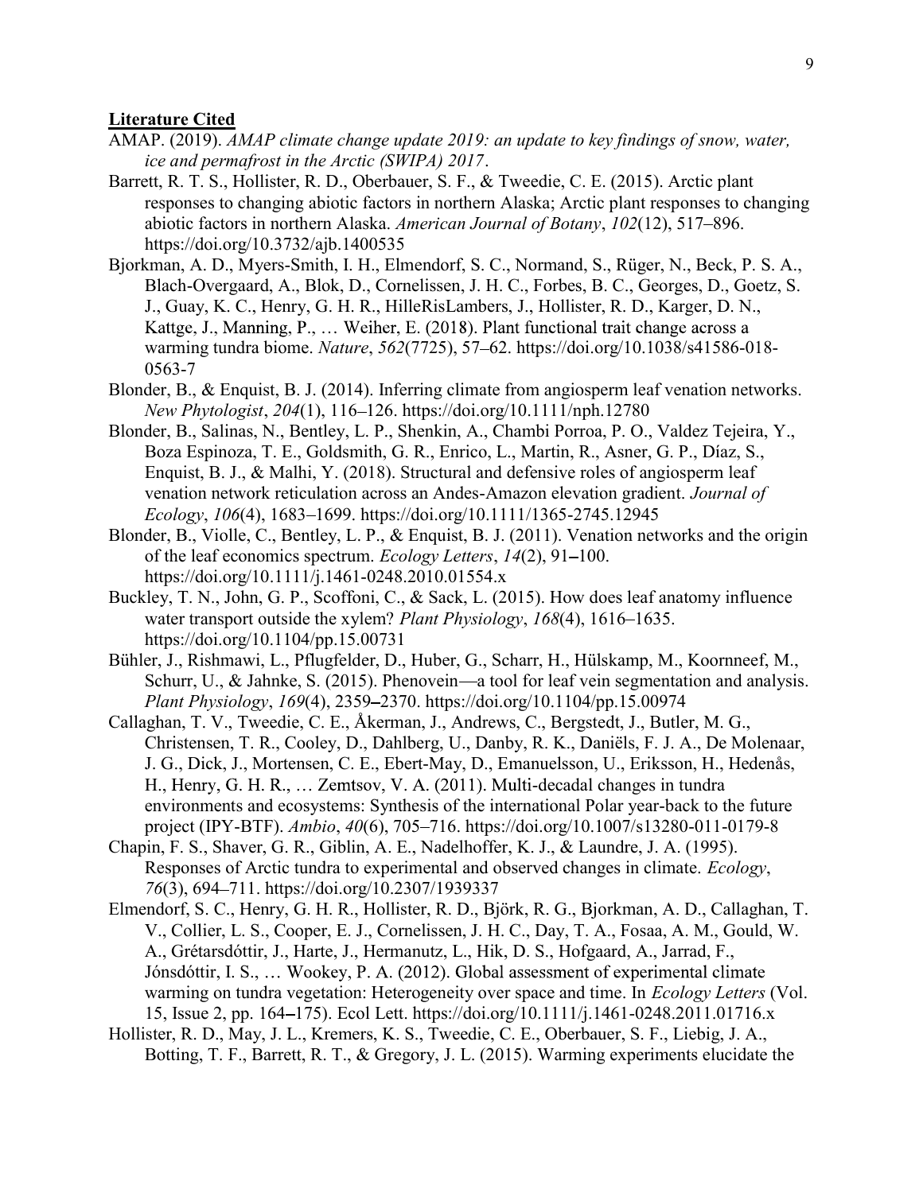## Literature Cited

AMAP. (2019). *AMAP climate change update 2019: an update to key findings of snow, water, ice and permafrost in the Arctic (SWIPA) 2017*.

Barrett, R. T. S., Hollister, R. D., Oberbauer, S. F., & Tweedie, C. E. (2015). Arctic plant responses to changing abiotic factors in northern Alaska; Arctic plant responses to changing abiotic factors in northern Alaska. *American Journal of Botany*, *102*(12), 517–896. https://doi.org/10.3732/ajb.1400535

Bjorkman, A. D., Myers-Smith, I. H., Elmendorf, S. C., Normand, S., Rüger, N., Beck, P. S. A., Blach-Overgaard, A., Blok, D., Cornelissen, J. H. C., Forbes, B. C., Georges, D., Goetz, S. J., Guay, K. C., Henry, G. H. R., HilleRisLambers, J., Hollister, R. D., Karger, D. N., Kattge, J., Manning, P., … Weiher, E. (2018). Plant functional trait change across a warming tundra biome. *Nature*, *562*(7725), 57–62. https://doi.org/10.1038/s41586-018-0563-7

Blonder, B., & Enquist, B. J. (2014). Inferring climate from angiosperm leaf venation networks. *New Phytologist*, *204*(1), 116–126. https://doi.org/10.1111/nph.12780

Blonder, B., Salinas, N., Bentley, L. P., Shenkin, A., Chambi Porroa, P. O., Valdez Tejeira, Y., Boza Espinoza, T. E., Goldsmith, G. R., Enrico, L., Martin, R., Asner, G. P., Díaz, S., Enquist, B. J., & Malhi, Y. (2018). Structural and defensive roles of angiosperm leaf venation network reticulation across an Andes-Amazon elevation gradient. *Journal of Ecology*, *106*(4), 1683–1699. https://doi.org/10.1111/1365-2745.12945

Blonder, B., Violle, C., Bentley, L. P., & Enquist, B. J. (2011). Venation networks and the origin of the leaf economics spectrum. *Ecology Letters*, *14*(2), 91–100. https://doi.org/10.1111/j.1461-0248.2010.01554.x

Buckley, T. N., John, G. P., Scoffoni, C., & Sack, L. (2015). How does leaf anatomy influence water transport outside the xylem? *Plant Physiology*, *168*(4), 1616–1635. https://doi.org/10.1104/pp.15.00731

Bühler, J., Rishmawi, L., Pflugfelder, D., Huber, G., Scharr, H., Hülskamp, M., Koornneef, M., Schurr, U., & Jahnke, S. (2015). Phenovein—a tool for leaf vein segmentation and analysis. *Plant Physiology*, *169*(4), 2359–2370. https://doi.org/10.1104/pp.15.00974

Callaghan, T. V., Tweedie, C. E., Åkerman, J., Andrews, C., Bergstedt, J., Butler, M. G., Christensen, T. R., Cooley, D., Dahlberg, U., Danby, R. K., Daniëls, F. J. A., De Molenaar, J. G., Dick, J., Mortensen, C. E., Ebert-May, D., Emanuelsson, U., Eriksson, H., Hedenås, H., Henry, G. H. R., … Zemtsov, V. A. (2011). Multi-decadal changes in tundra environments and ecosystems: Synthesis of the international Polar year-back to the future project (IPY-BTF). *Ambio*, *40*(6), 705–716. https://doi.org/10.1007/s13280-011-0179-8

Chapin, F. S., Shaver, G. R., Giblin, A. E., Nadelhoffer, K. J., & Laundre, J. A. (1995). Responses of Arctic tundra to experimental and observed changes in climate. *Ecology*, *76*(3), 694–711. https://doi.org/10.2307/1939337

Elmendorf, S. C., Henry, G. H. R., Hollister, R. D., Björk, R. G., Bjorkman, A. D., Callaghan, T. V., Collier, L. S., Cooper, E. J., Cornelissen, J. H. C., Day, T. A., Fosaa, A. M., Gould, W. A., Grétarsdóttir, J., Harte, J., Hermanutz, L., Hik, D. S., Hofgaard, A., Jarrad, F., Jónsdóttir, I. S., … Wookey, P. A. (2012). Global assessment of experimental climate warming on tundra vegetation: Heterogeneity over space and time. In *Ecology Letters* (Vol. 15, Issue 2, pp. 164–175). Ecol Lett. https://doi.org/10.1111/j.1461-0248.2011.01716.x

Hollister, R. D., May, J. L., Kremers, K. S., Tweedie, C. E., Oberbauer, S. F., Liebig, J. A., Botting, T. F., Barrett, R. T., & Gregory, J. L. (2015). Warming experiments elucidate the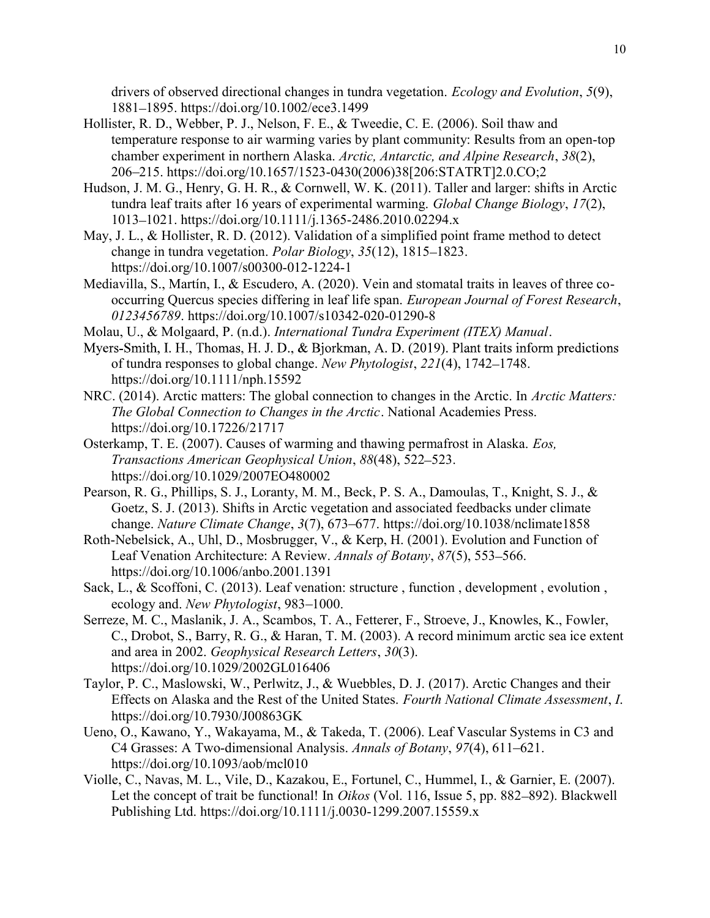drivers of observed directional changes in tundra vegetation. *Ecology and Evolution*, *5*(9), 1881–1895. https://doi.org/10.1002/ece3.1499

Hollister, R. D., Webber, P. J., Nelson, F. E., & Tweedie, C. E. (2006). Soil thaw and temperature response to air warming varies by plant community: Results from an open-top chamber experiment in northern Alaska. *Arctic, Antarctic, and Alpine Research*, *38*(2), 206–215. https://doi.org/10.1657/1523-0430(2006)38[206:STATRT]2.0.CO;2

Hudson, J. M. G., Henry, G. H. R., & Cornwell, W. K. (2011). Taller and larger: shifts in Arctic tundra leaf traits after 16 years of experimental warming. *Global Change Biology*, *17*(2), 1013–1021. https://doi.org/10.1111/j.1365-2486.2010.02294.x

May, J. L., & Hollister, R. D. (2012). Validation of a simplified point frame method to detect change in tundra vegetation. *Polar Biology*, *35*(12), 1815–1823. https://doi.org/10.1007/s00300-012-1224-1

Mediavilla, S., Martín, I., & Escudero, A. (2020). Vein and stomatal traits in leaves of three co-occurring Quercus species differing in leaf life span. *European Journal of Forest Research*, *0123456789*. https://doi.org/10.1007/s10342-020-01290-8

Molau, U., & Molgaard, P. (n.d.). *International Tundra Experiment (ITEX) Manual*.

Myers-Smith, I. H., Thomas, H. J. D., & Bjorkman, A. D. (2019). Plant traits inform predictions of tundra responses to global change. *New Phytologist*, *221*(4), 1742–1748. https://doi.org/10.1111/nph.15592

NRC. (2014). Arctic matters: The global connection to changes in the Arctic. In *Arctic Matters: The Global Connection to Changes in the Arctic*. National Academies Press. https://doi.org/10.17226/21717

Osterkamp, T. E. (2007). Causes of warming and thawing permafrost in Alaska. *Eos, Transactions American Geophysical Union*, *88*(48), 522–523. https://doi.org/10.1029/2007EO480002

Pearson, R. G., Phillips, S. J., Loranty, M. M., Beck, P. S. A., Damoulas, T., Knight, S. J., & Goetz, S. J. (2013). Shifts in Arctic vegetation and associated feedbacks under climate change. *Nature Climate Change*, *3*(7), 673–677. https://doi.org/10.1038/nclimate1858

Roth-Nebelsick, A., Uhl, D., Mosbrugger, V., & Kerp, H. (2001). Evolution and Function of Leaf Venation Architecture: A Review. *Annals of Botany*, *87*(5), 553–566. https://doi.org/10.1006/anbo.2001.1391

Sack, L., & Scoffoni, C. (2013). Leaf venation: structure , function , development , evolution , ecology and. *New Phytologist*, 983–1000.

Serreze, M. C., Maslanik, J. A., Scambos, T. A., Fetterer, F., Stroeve, J., Knowles, K., Fowler, C., Drobot, S., Barry, R. G., & Haran, T. M. (2003). A record minimum arctic sea ice extent and area in 2002. *Geophysical Research Letters*, *30*(3). https://doi.org/10.1029/2002GL016406

Taylor, P. C., Maslowski, W., Perlwitz, J., & Wuebbles, D. J. (2017). Arctic Changes and their Effects on Alaska and the Rest of the United States. *Fourth National Climate Assessment*, *I*. https://doi.org/10.7930/J00863GK

Ueno, O., Kawano, Y., Wakayama, M., & Takeda, T. (2006). Leaf Vascular Systems in C3 and C4 Grasses: A Two-dimensional Analysis. *Annals of Botany*, *97*(4), 611–621. https://doi.org/10.1093/aob/mcl010

Violle, C., Navas, M. L., Vile, D., Kazakou, E., Fortunel, C., Hummel, I., & Garnier, E. (2007). Let the concept of trait be functional! In *Oikos* (Vol. 116, Issue 5, pp. 882–892). Blackwell Publishing Ltd. https://doi.org/10.1111/j.0030-1299.2007.15559.x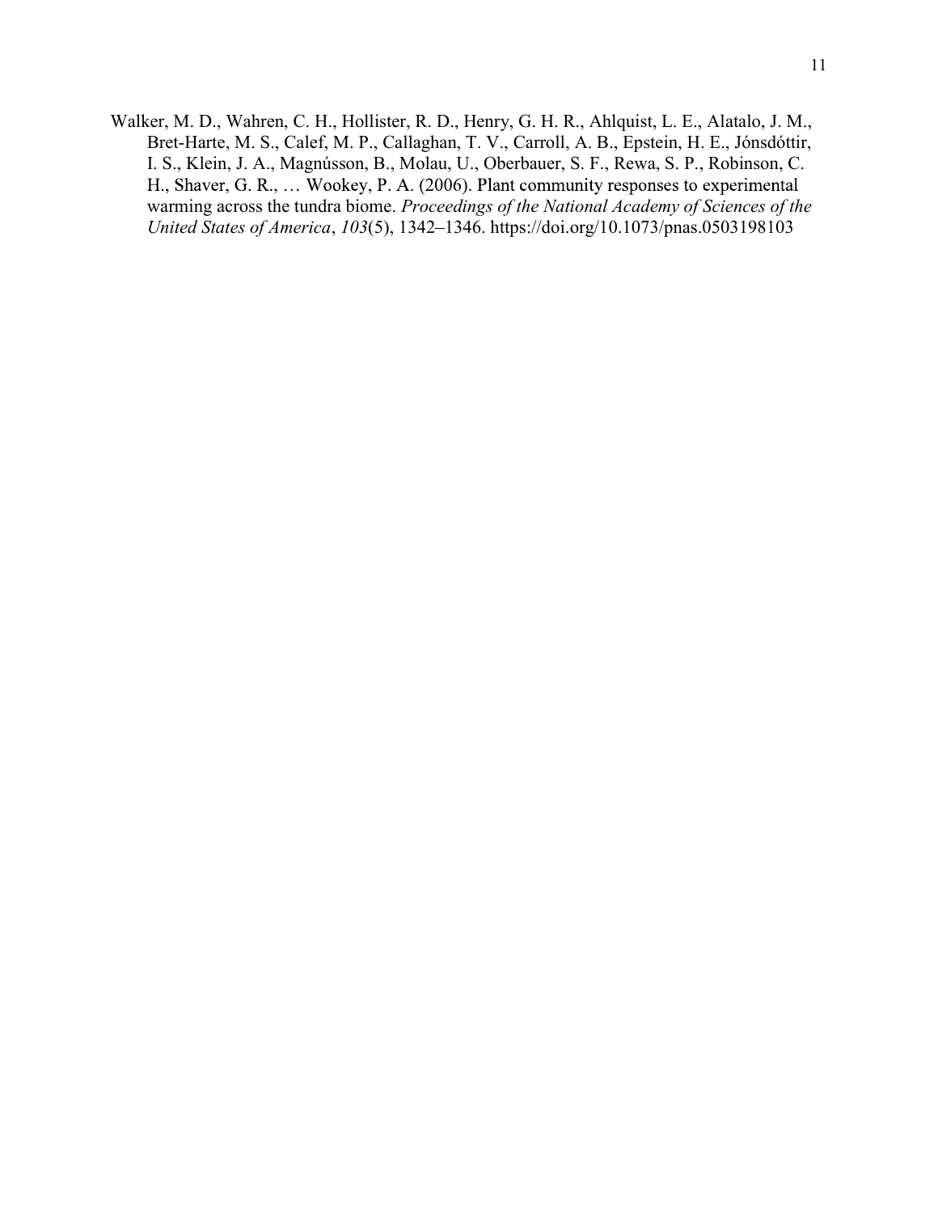Walker, M. D., Wahren, C. H., Hollister, R. D., Henry, G. H. R., Ahlquist, L. E., Alatalo, J. M., Bret-Harte, M. S., Calef, M. P., Callaghan, T. V., Carroll, A. B., Epstein, H. E., Jónsdóttir, I. S., Klein, J. A., Magnússon, B., Molau, U., Oberbauer, S. F., Rewa, S. P., Robinson, C. H., Shaver, G. R., … Wookey, P. A. (2006). Plant community responses to experimental warming across the tundra biome. *Proceedings of the National Academy of Sciences of the United States of America*, *103*(5), 1342–1346. https://doi.org/10.1073/pnas.0503198103